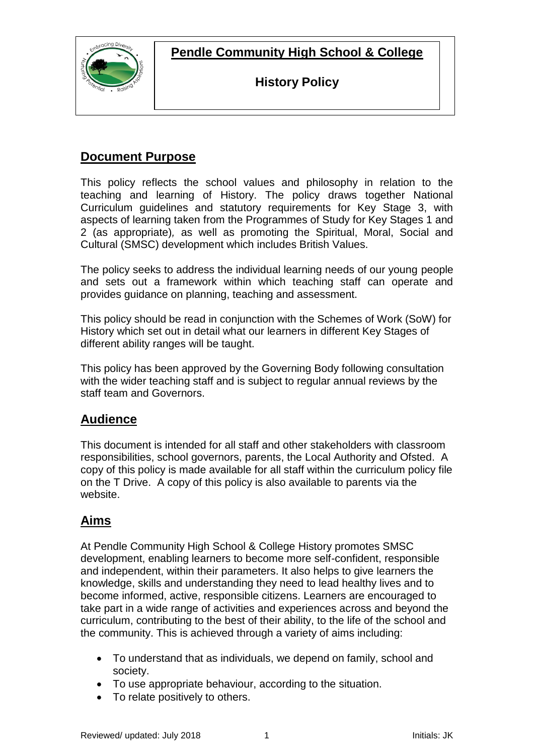# Pendle Community High School & College

## History Policy

## Document Purpose

This policy reflects the school values and philosophy in relation to the teaching and learning of History. The policy draws together National Curriculum guidelines and statutory requirements for Key Stage 3, with aspects of learning taken from the Programmes of Study for Key Stages 1 and 2 (as appropriate), as well as promoting the Spiritual, Moral, Social and Cultural (SMSC) development which includes British Values.

The policy seeks to address the individual learning needs of our young people and sets out a framework within which teaching staff can operate and provides guidance on planning, teaching and assessment.

This policy should be read in conjunction with the Schemes of Work (SoW) for History which set out in detail what our learners in different Key Stages of different ability ranges will be taught.

This policy has been approved by the Governing Body following consultation with the wider teaching staff and is subject to regular annual reviews by the staff team and Governors.

## Audience

This document is intended for all staff and other stakeholders with classroom responsibilities, school governors, parents, the Local Authority and Ofsted. A copy of this policy is made available for all staff within the curriculum policy file on the T Drive. A copy of this policy is also available to parents via the website.

## Aims

At Pendle Community High School & College History promotes SMSC development, enabling learners to become more self-confident, responsible and independent, within their parameters. It also helps to give learners the knowledge, skills and understanding they need to lead healthy lives and to become informed, active, responsible citizens. Learners are encouraged to take part in a wide range of activities and experiences across and beyond the curriculum, contributing to the best of their ability, to the life of the school and the community. This is achieved through a variety of aims including:

- To understand that as individuals, we depend on family, school and society.
- To use appropriate behaviour, according to the situation.
- To relate positively to others.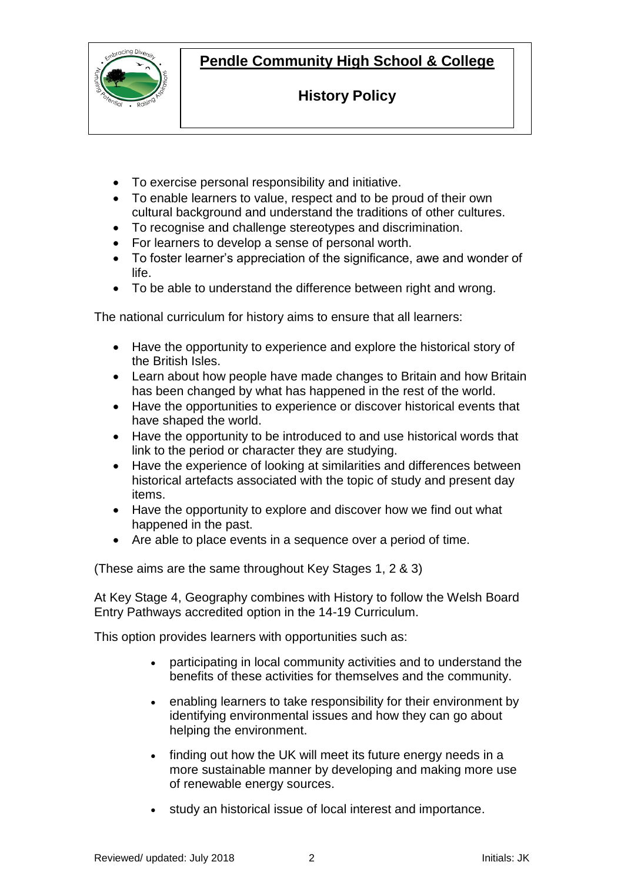- To exercise personal responsibility and initiative.
- To enable learners to value, respect and to be proud of their own cultural background and understand the traditions of other cultures.
- To recognise and challenge stereotypes and discrimination.
- For learners to develop a sense of personal worth.
- To foster learner's appreciation of the significance, awe and wonder of life.
- To be able to understand the difference between right and wrong.

The national curriculum for history aims to ensure that all learners:

- Have the opportunity to experience and explore the historical story of the British Isles.
- Learn about how people have made changes to Britain and how Britain has been changed by what has happened in the rest of the world.
- Have the opportunities to experience or discover historical events that have shaped the world.
- Have the opportunity to be introduced to and use historical words that link to the period or character they are studying.
- Have the experience of looking at similarities and differences between historical artefacts associated with the topic of study and present day items.
- Have the opportunity to explore and discover how we find out what happened in the past.
- Are able to place events in a sequence over a period of time.

(These aims are the same throughout Key Stages 1, 2 & 3)

At Key Stage 4, Geography combines with History to follow the Welsh Board Entry Pathways accredited option in the 14-19 Curriculum.

This option provides learners with opportunities such as:

- participating in local community activities and to understand the benefits of these activities for themselves and the community.
- enabling learners to take responsibility for their environment by identifying environmental issues and how they can go about helping the environment.
- finding out how the UK will meet its future energy needs in a more sustainable manner by developing and making more use of renewable energy sources.
- study an historical issue of local interest and importance.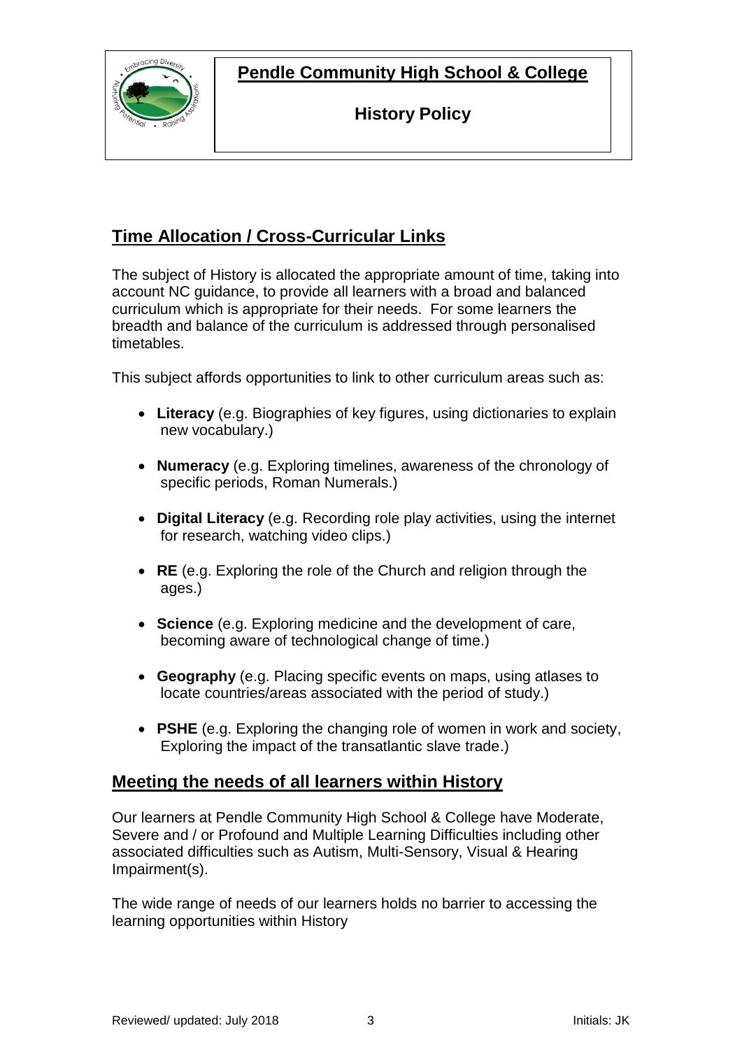## Time Allocation / Cross-Curricular Links

The subject of History is allocated the appropriate amount of time, taking into account NC guidance, to provide all learners with a broad and balanced curriculum which is appropriate for their needs. For some learners the breadth and balance of the curriculum is addressed through personalised timetables.

This subject affords opportunities to link to other curriculum areas such as:

- **Literacy** (e.g. Biographies of key figures, using dictionaries to explain new vocabulary.)
- **Numeracy** (e.g. Exploring timelines, awareness of the chronology of specific periods, Roman Numerals.)
- **Digital Literacy** (e.g. Recording role play activities, using the internet for research, watching video clips.)
- **RE** (e.g. Exploring the role of the Church and religion through the ages.)
- **Science** (e.g. Exploring medicine and the development of care, becoming aware of technological change of time.)
- **Geography** (e.g. Placing specific events on maps, using atlases to locate countries/areas associated with the period of study.)
- **PSHE** (e.g. Exploring the changing role of women in work and society, Exploring the impact of the transatlantic slave trade.)

## Meeting the needs of all learners within History

Our learners at Pendle Community High School & College have Moderate, Severe and / or Profound and Multiple Learning Difficulties including other associated difficulties such as Autism, Multi-Sensory, Visual & Hearing Impairment(s).

The wide range of needs of our learners holds no barrier to accessing the learning opportunities within History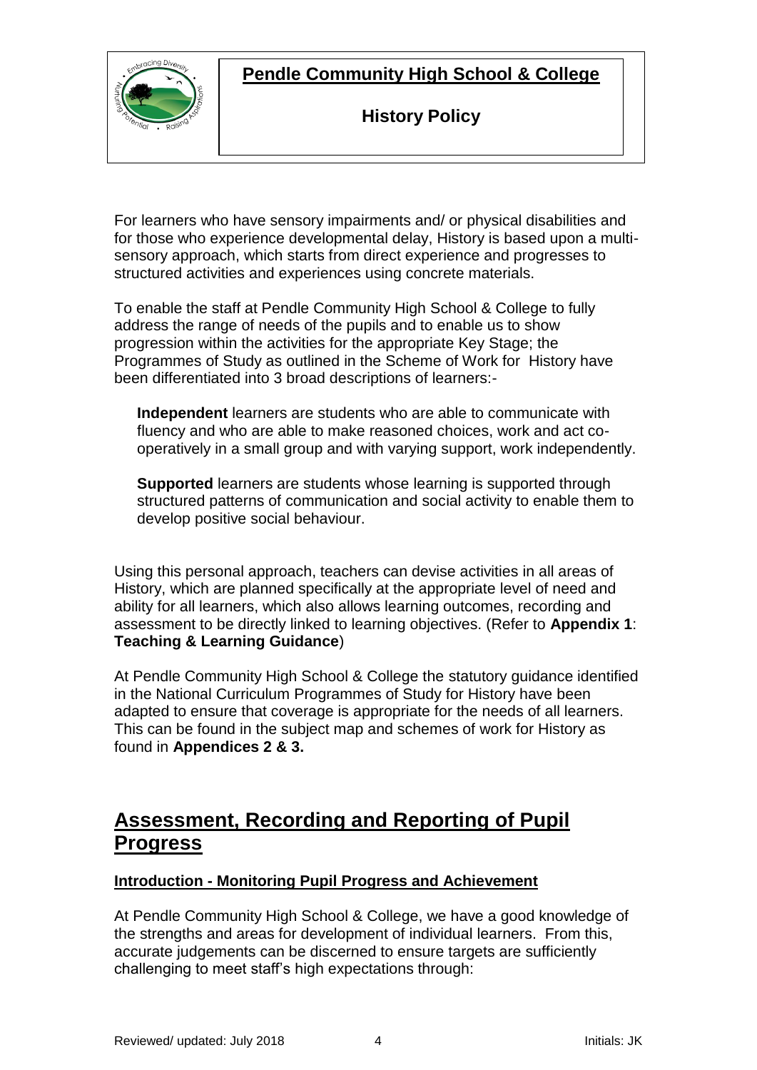For learners who have sensory impairments and/ or physical disabilities and for those who experience developmental delay, History is based upon a multi-sensory approach, which starts from direct experience and progresses to structured activities and experiences using concrete materials.

To enable the staff at Pendle Community High School & College to fully address the range of needs of the pupils and to enable us to show progression within the activities for the appropriate Key Stage; the Programmes of Study as outlined in the Scheme of Work for History have been differentiated into 3 broad descriptions of learners:-

**Independent** learners are students who are able to communicate with fluency and who are able to make reasoned choices, work and act co-operatively in a small group and with varying support, work independently.

**Supported** learners are students whose learning is supported through structured patterns of communication and social activity to enable them to develop positive social behaviour.

Using this personal approach, teachers can devise activities in all areas of History, which are planned specifically at the appropriate level of need and ability for all learners, which also allows learning outcomes, recording and assessment to be directly linked to learning objectives. (Refer to **Appendix 1**: **Teaching & Learning Guidance**)

At Pendle Community High School & College the statutory guidance identified in the National Curriculum Programmes of Study for History have been adapted to ensure that coverage is appropriate for the needs of all learners. This can be found in the subject map and schemes of work for History as found in **Appendices 2 & 3.**

## Assessment, Recording and Reporting of Pupil Progress

### Introduction - Monitoring Pupil Progress and Achievement

At Pendle Community High School & College, we have a good knowledge of the strengths and areas for development of individual learners. From this, accurate judgements can be discerned to ensure targets are sufficiently challenging to meet staff's high expectations through: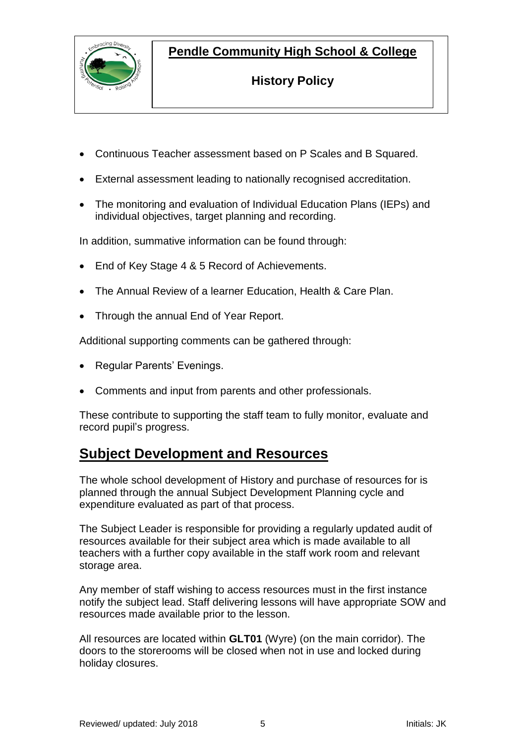- Continuous Teacher assessment based on P Scales and B Squared.
- External assessment leading to nationally recognised accreditation.
- The monitoring and evaluation of Individual Education Plans (IEPs) and individual objectives, target planning and recording.

In addition, summative information can be found through:

- End of Key Stage 4 & 5 Record of Achievements.
- The Annual Review of a learner Education, Health & Care Plan.
- Through the annual End of Year Report.

Additional supporting comments can be gathered through:

- Regular Parents' Evenings.
- Comments and input from parents and other professionals.

These contribute to supporting the staff team to fully monitor, evaluate and record pupil's progress.

## Subject Development and Resources

The whole school development of History and purchase of resources for is planned through the annual Subject Development Planning cycle and expenditure evaluated as part of that process.

The Subject Leader is responsible for providing a regularly updated audit of resources available for their subject area which is made available to all teachers with a further copy available in the staff work room and relevant storage area.

Any member of staff wishing to access resources must in the first instance notify the subject lead. Staff delivering lessons will have appropriate SOW and resources made available prior to the lesson.

All resources are located within **GLT01** (Wyre) (on the main corridor). The doors to the storerooms will be closed when not in use and locked during holiday closures.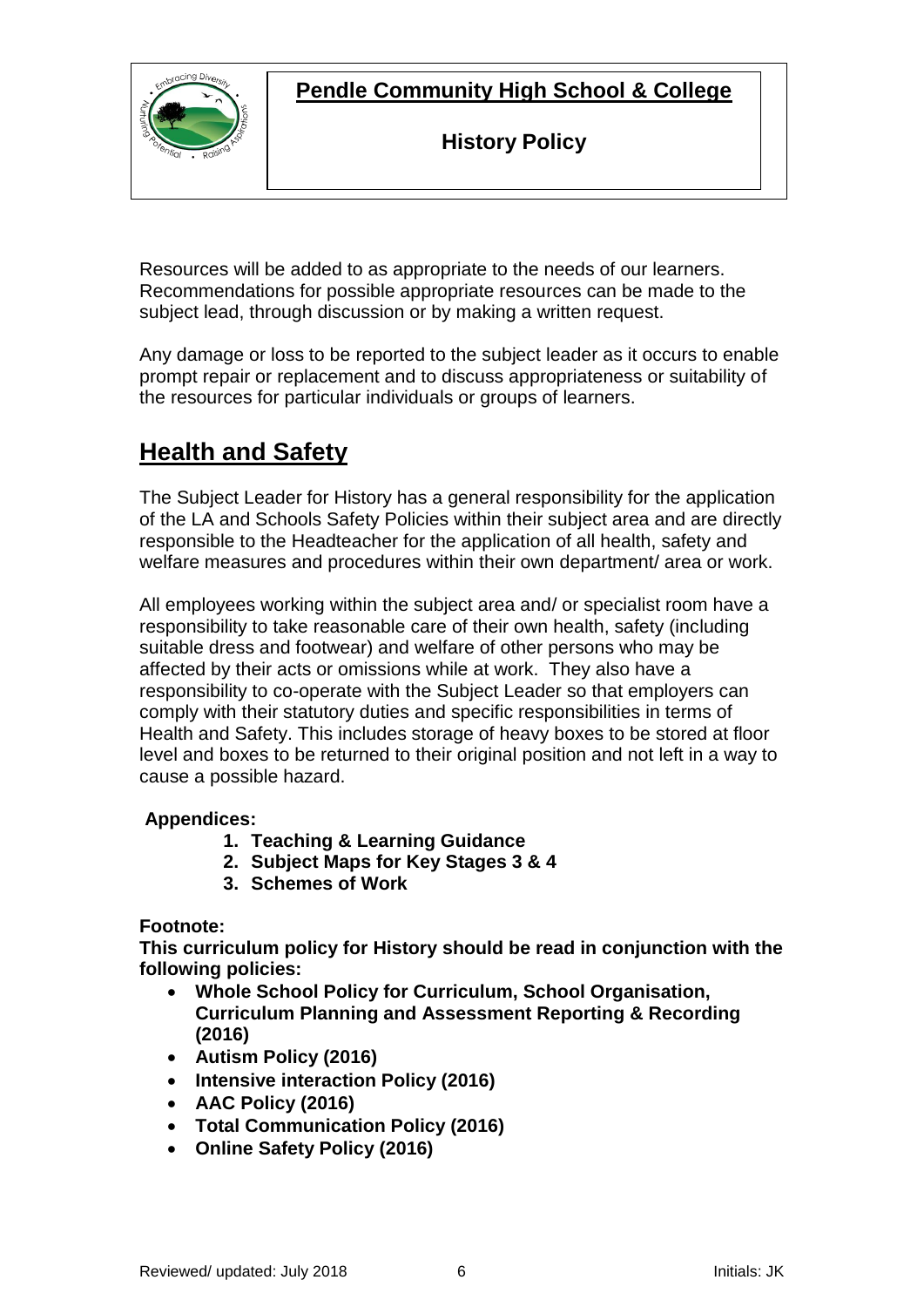Resources will be added to as appropriate to the needs of our learners. Recommendations for possible appropriate resources can be made to the subject lead, through discussion or by making a written request.

Any damage or loss to be reported to the subject leader as it occurs to enable prompt repair or replacement and to discuss appropriateness or suitability of the resources for particular individuals or groups of learners.

## Health and Safety

The Subject Leader for History has a general responsibility for the application of the LA and Schools Safety Policies within their subject area and are directly responsible to the Headteacher for the application of all health, safety and welfare measures and procedures within their own department/ area or work.

All employees working within the subject area and/ or specialist room have a responsibility to take reasonable care of their own health, safety (including suitable dress and footwear) and welfare of other persons who may be affected by their acts or omissions while at work. They also have a responsibility to co-operate with the Subject Leader so that employers can comply with their statutory duties and specific responsibilities in terms of Health and Safety. This includes storage of heavy boxes to be stored at floor level and boxes to be returned to their original position and not left in a way to cause a possible hazard.

**Appendices:**

1. **Teaching & Learning Guidance**
2. **Subject Maps for Key Stages 3 & 4**
3. **Schemes of Work**

**Footnote:**

**This curriculum policy for History should be read in conjunction with the following policies:**

- **Whole School Policy for Curriculum, School Organisation, Curriculum Planning and Assessment Reporting & Recording (2016)**
- **Autism Policy (2016)**
- **Intensive interaction Policy (2016)**
- **AAC Policy (2016)**
- **Total Communication Policy (2016)**
- **Online Safety Policy (2016)**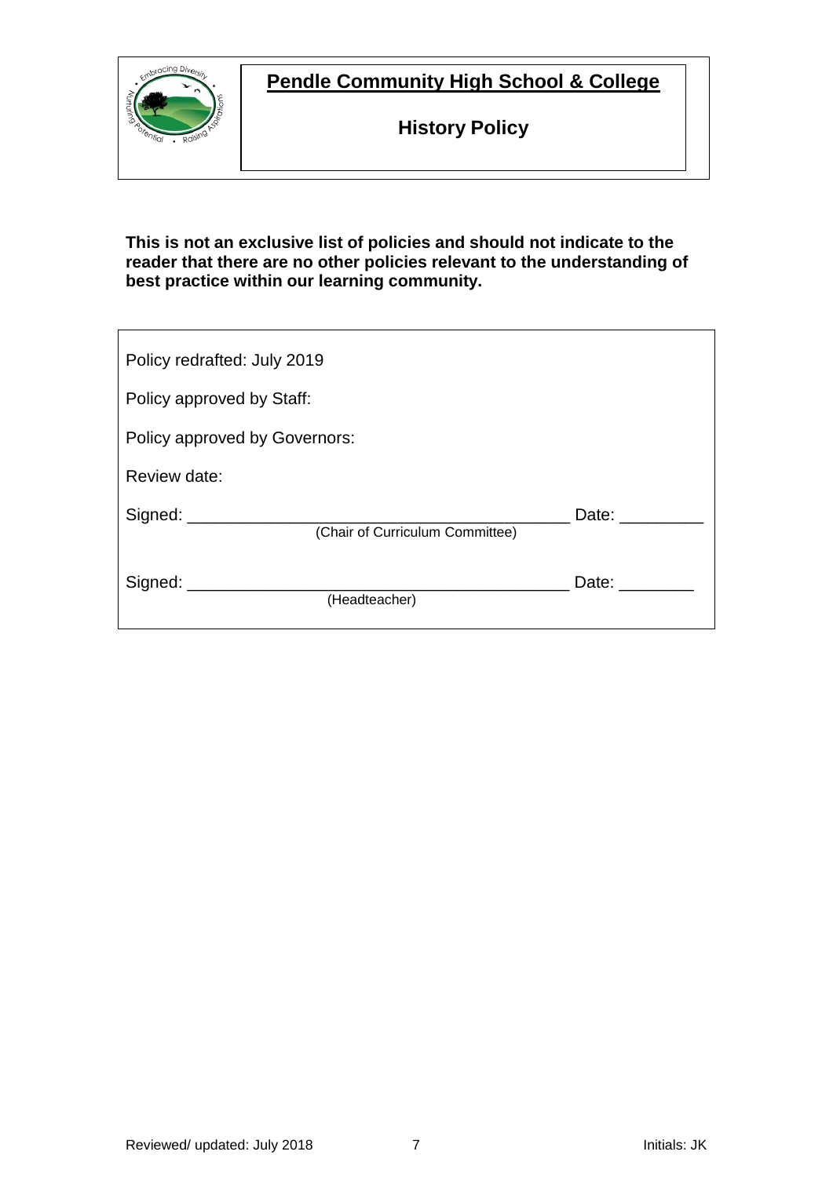# Pendle Community High School & College

## History Policy

**This is not an exclusive list of policies and should not indicate to the reader that there are no other policies relevant to the understanding of best practice within our learning community.**

Policy redrafted: July 2019

Policy approved by Staff:

Policy approved by Governors:

Review date:

Signed: ________________________________________ Date: _________
(Chair of Curriculum Committee)

Signed: ________________________________________ Date: ________
(Headteacher)

Reviewed/ updated: July 2018 Initials: JK